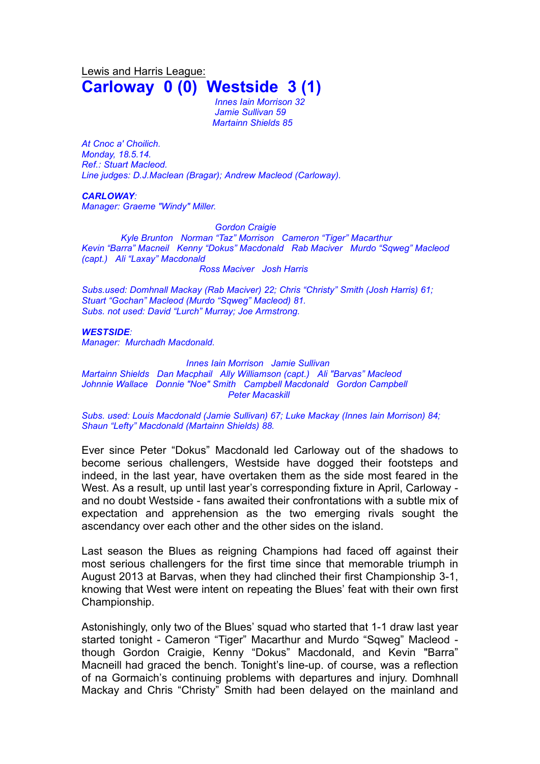Lewis and Harris League:

# Carloway 0 (0) Westside 3 (1)

*Innes Iain Morrison 32*
*Jamie Sullivan 59*
*Martainn Shields 85*

*At Cnoc a' Choilich.*
*Monday, 18.5.14.*
*Ref.: Stuart Macleod.*
*Line judges: D.J.Maclean (Bragar); Andrew Macleod (Carloway).*

***CARLOWAY**:*
*Manager: Graeme "Windy" Miller.*

*Gordon Craigie*
*Kyle Brunton   Norman "Taz" Morrison   Cameron "Tiger" Macarthur*
*Kevin "Barra" Macneil   Kenny "Dokus" Macdonald   Rab Maciver   Murdo "Sqweg" Macleod (capt.)   Ali "Laxay" Macdonald*
*Ross Maciver   Josh Harris*

*Subs.used: Domhnall Mackay (Rab Maciver) 22; Chris "Christy" Smith (Josh Harris) 61; Stuart "Gochan" Macleod (Murdo "Sqweg" Macleod) 81.*
*Subs. not used: David "Lurch" Murray; Joe Armstrong.*

***WESTSIDE**:*
*Manager: Murchadh Macdonald.*

*Innes Iain Morrison   Jamie Sullivan*
*Martainn Shields   Dan Macphail   Ally Williamson (capt.)   Ali "Barvas" Macleod*
*Johnnie Wallace   Donnie "Noe" Smith   Campbell Macdonald   Gordon Campbell*
*Peter Macaskill*

*Subs. used: Louis Macdonald (Jamie Sullivan) 67; Luke Mackay (Innes Iain Morrison) 84; Shaun "Lefty" Macdonald (Martainn Shields) 88.*

Ever since Peter "Dokus" Macdonald led Carloway out of the shadows to become serious challengers, Westside have dogged their footsteps and indeed, in the last year, have overtaken them as the side most feared in the West. As a result, up until last year's corresponding fixture in April, Carloway - and no doubt Westside - fans awaited their confrontations with a subtle mix of expectation and apprehension as the two emerging rivals sought the ascendancy over each other and the other sides on the island.

Last season the Blues as reigning Champions had faced off against their most serious challengers for the first time since that memorable triumph in August 2013 at Barvas, when they had clinched their first Championship 3-1, knowing that West were intent on repeating the Blues' feat with their own first Championship.

Astonishingly, only two of the Blues' squad who started that 1-1 draw last year started tonight - Cameron "Tiger" Macarthur and Murdo "Sqweg" Macleod - though Gordon Craigie, Kenny "Dokus" Macdonald, and Kevin "Barra" Macneill had graced the bench. Tonight's line-up. of course, was a reflection of na Gormaich's continuing problems with departures and injury. Domhnall Mackay and Chris "Christy" Smith had been delayed on the mainland and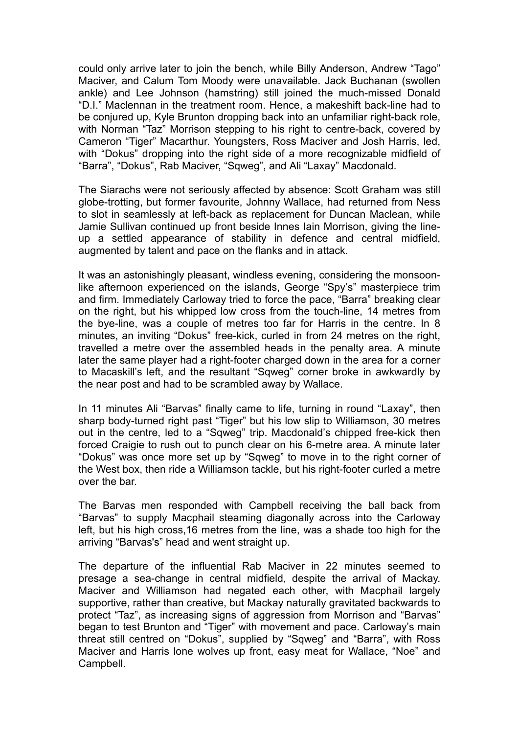could only arrive later to join the bench, while Billy Anderson, Andrew "Tago" Maciver, and Calum Tom Moody were unavailable. Jack Buchanan (swollen ankle) and Lee Johnson (hamstring) still joined the much-missed Donald "D.I." Maclennan in the treatment room. Hence, a makeshift back-line had to be conjured up, Kyle Brunton dropping back into an unfamiliar right-back role, with Norman "Taz" Morrison stepping to his right to centre-back, covered by Cameron "Tiger" Macarthur. Youngsters, Ross Maciver and Josh Harris, led, with "Dokus" dropping into the right side of a more recognizable midfield of "Barra", "Dokus", Rab Maciver, "Sqweg", and Ali "Laxay" Macdonald.

The Siarachs were not seriously affected by absence: Scott Graham was still globe-trotting, but former favourite, Johnny Wallace, had returned from Ness to slot in seamlessly at left-back as replacement for Duncan Maclean, while Jamie Sullivan continued up front beside Innes Iain Morrison, giving the line-up a settled appearance of stability in defence and central midfield, augmented by talent and pace on the flanks and in attack.

It was an astonishingly pleasant, windless evening, considering the monsoon-like afternoon experienced on the islands, George "Spy's" masterpiece trim and firm. Immediately Carloway tried to force the pace, "Barra" breaking clear on the right, but his whipped low cross from the touch-line, 14 metres from the bye-line, was a couple of metres too far for Harris in the centre. In 8 minutes, an inviting "Dokus" free-kick, curled in from 24 metres on the right, travelled a metre over the assembled heads in the penalty area. A minute later the same player had a right-footer charged down in the area for a corner to Macaskill's left, and the resultant "Sqweg" corner broke in awkwardly by the near post and had to be scrambled away by Wallace.

In 11 minutes Ali "Barvas" finally came to life, turning in round "Laxay", then sharp body-turned right past "Tiger" but his low slip to Williamson, 30 metres out in the centre, led to a "Sqweg" trip. Macdonald's chipped free-kick then forced Craigie to rush out to punch clear on his 6-metre area. A minute later "Dokus" was once more set up by "Sqweg" to move in to the right corner of the West box, then ride a Williamson tackle, but his right-footer curled a metre over the bar.

The Barvas men responded with Campbell receiving the ball back from "Barvas" to supply Macphail steaming diagonally across into the Carloway left, but his high cross,16 metres from the line, was a shade too high for the arriving "Barvas's" head and went straight up.

The departure of the influential Rab Maciver in 22 minutes seemed to presage a sea-change in central midfield, despite the arrival of Mackay. Maciver and Williamson had negated each other, with Macphail largely supportive, rather than creative, but Mackay naturally gravitated backwards to protect "Taz", as increasing signs of aggression from Morrison and "Barvas" began to test Brunton and "Tiger" with movement and pace. Carloway's main threat still centred on "Dokus", supplied by "Sqweg" and "Barra", with Ross Maciver and Harris lone wolves up front, easy meat for Wallace, "Noe" and Campbell.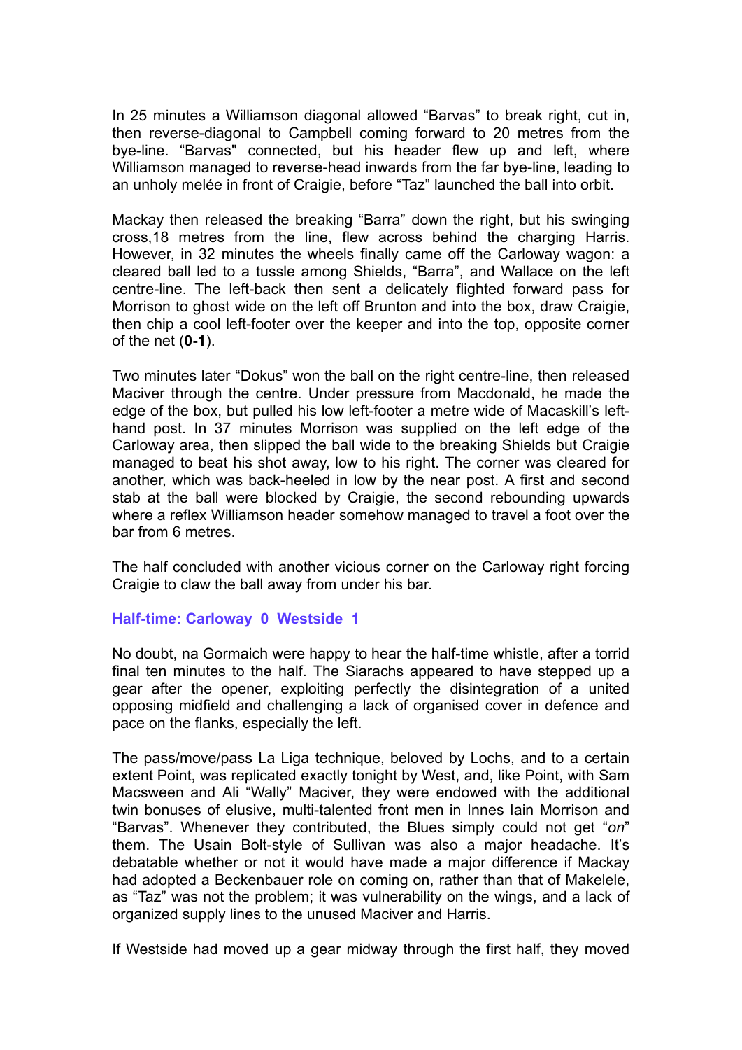In 25 minutes a Williamson diagonal allowed “Barvas” to break right, cut in, then reverse-diagonal to Campbell coming forward to 20 metres from the bye-line. “Barvas" connected, but his header flew up and left, where Williamson managed to reverse-head inwards from the far bye-line, leading to an unholy melée in front of Craigie, before “Taz” launched the ball into orbit.

Mackay then released the breaking “Barra” down the right, but his swinging cross,18 metres from the line, flew across behind the charging Harris. However, in 32 minutes the wheels finally came off the Carloway wagon: a cleared ball led to a tussle among Shields, “Barra”, and Wallace on the left centre-line. The left-back then sent a delicately flighted forward pass for Morrison to ghost wide on the left off Brunton and into the box, draw Craigie, then chip a cool left-footer over the keeper and into the top, opposite corner of the net (**0-1**).

Two minutes later “Dokus” won the ball on the right centre-line, then released Maciver through the centre. Under pressure from Macdonald, he made the edge of the box, but pulled his low left-footer a metre wide of Macaskill’s left-hand post. In 37 minutes Morrison was supplied on the left edge of the Carloway area, then slipped the ball wide to the breaking Shields but Craigie managed to beat his shot away, low to his right. The corner was cleared for another, which was back-heeled in low by the near post. A first and second stab at the ball were blocked by Craigie, the second rebounding upwards where a reflex Williamson header somehow managed to travel a foot over the bar from 6 metres.

The half concluded with another vicious corner on the Carloway right forcing Craigie to claw the ball away from under his bar.

**Half-time: Carloway 0 Westside 1**

No doubt, na Gormaich were happy to hear the half-time whistle, after a torrid final ten minutes to the half. The Siarachs appeared to have stepped up a gear after the opener, exploiting perfectly the disintegration of a united opposing midfield and challenging a lack of organised cover in defence and pace on the flanks, especially the left.

The pass/move/pass La Liga technique, beloved by Lochs, and to a certain extent Point, was replicated exactly tonight by West, and, like Point, with Sam Macsween and Ali “Wally” Maciver, they were endowed with the additional twin bonuses of elusive, multi-talented front men in Innes Iain Morrison and “Barvas”. Whenever they contributed, the Blues simply could not get “*on*” them. The Usain Bolt-style of Sullivan was also a major headache. It’s debatable whether or not it would have made a major difference if Mackay had adopted a Beckenbauer role on coming on, rather than that of Makelele, as “Taz” was not the problem; it was vulnerability on the wings, and a lack of organized supply lines to the unused Maciver and Harris.

If Westside had moved up a gear midway through the first half, they moved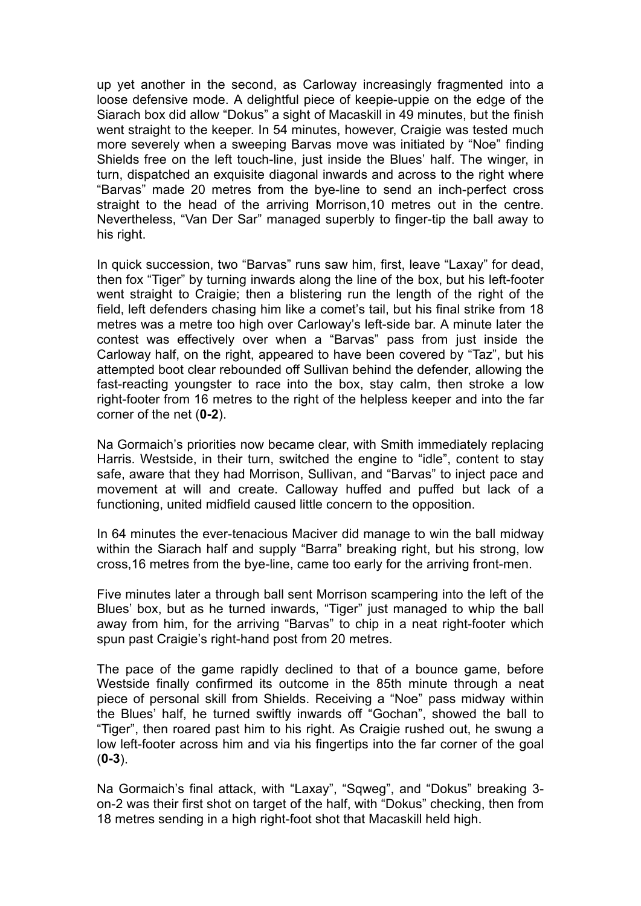up yet another in the second, as Carloway increasingly fragmented into a loose defensive mode. A delightful piece of keepie-uppie on the edge of the Siarach box did allow “Dokus” a sight of Macaskill in 49 minutes, but the finish went straight to the keeper. In 54 minutes, however, Craigie was tested much more severely when a sweeping Barvas move was initiated by “Noe” finding Shields free on the left touch-line, just inside the Blues’ half. The winger, in turn, dispatched an exquisite diagonal inwards and across to the right where “Barvas” made 20 metres from the bye-line to send an inch-perfect cross straight to the head of the arriving Morrison,10 metres out in the centre. Nevertheless, “Van Der Sar” managed superbly to finger-tip the ball away to his right.

In quick succession, two “Barvas” runs saw him, first, leave “Laxay” for dead, then fox “Tiger” by turning inwards along the line of the box, but his left-footer went straight to Craigie; then a blistering run the length of the right of the field, left defenders chasing him like a comet’s tail, but his final strike from 18 metres was a metre too high over Carloway’s left-side bar. A minute later the contest was effectively over when a “Barvas” pass from just inside the Carloway half, on the right, appeared to have been covered by “Taz”, but his attempted boot clear rebounded off Sullivan behind the defender, allowing the fast-reacting youngster to race into the box, stay calm, then stroke a low right-footer from 16 metres to the right of the helpless keeper and into the far corner of the net (**0-2**).

Na Gormaich’s priorities now became clear, with Smith immediately replacing Harris. Westside, in their turn, switched the engine to “idle”, content to stay safe, aware that they had Morrison, Sullivan, and “Barvas” to inject pace and movement at will and create. Calloway huffed and puffed but lack of a functioning, united midfield caused little concern to the opposition.

In 64 minutes the ever-tenacious Maciver did manage to win the ball midway within the Siarach half and supply “Barra” breaking right, but his strong, low cross,16 metres from the bye-line, came too early for the arriving front-men.

Five minutes later a through ball sent Morrison scampering into the left of the Blues’ box, but as he turned inwards, “Tiger” just managed to whip the ball away from him, for the arriving “Barvas” to chip in a neat right-footer which spun past Craigie’s right-hand post from 20 metres.

The pace of the game rapidly declined to that of a bounce game, before Westside finally confirmed its outcome in the 85th minute through a neat piece of personal skill from Shields. Receiving a “Noe” pass midway within the Blues’ half, he turned swiftly inwards off “Gochan”, showed the ball to “Tiger”, then roared past him to his right. As Craigie rushed out, he swung a low left-footer across him and via his fingertips into the far corner of the goal (**0-3**).

Na Gormaich’s final attack, with “Laxay”, “Sqweg”, and “Dokus” breaking 3-on-2 was their first shot on target of the half, with “Dokus” checking, then from 18 metres sending in a high right-foot shot that Macaskill held high.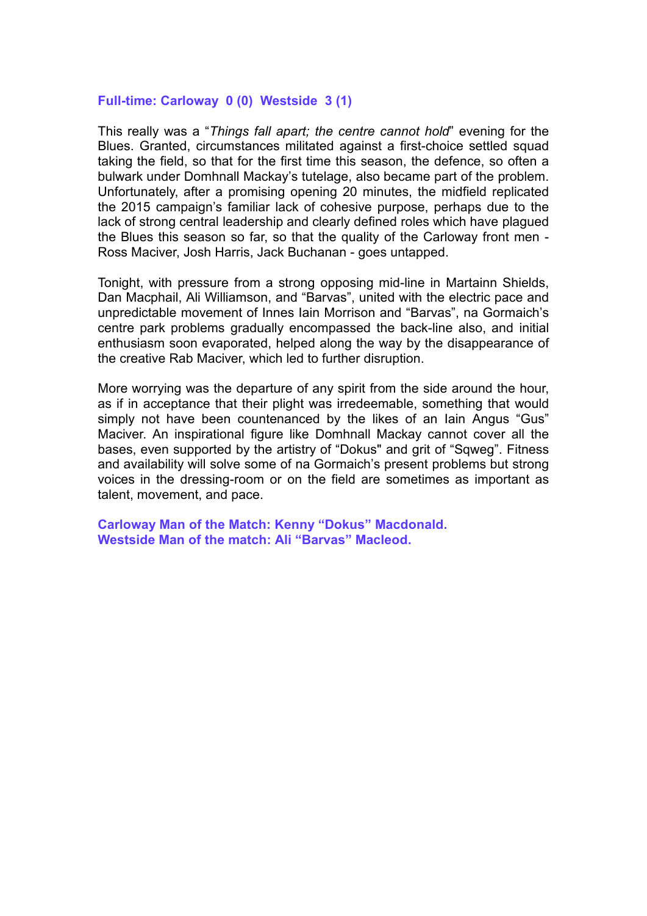**Full-time: Carloway 0 (0) Westside 3 (1)**

This really was a "*Things fall apart; the centre cannot hold*" evening for the Blues. Granted, circumstances militated against a first-choice settled squad taking the field, so that for the first time this season, the defence, so often a bulwark under Domhnall Mackay's tutelage, also became part of the problem. Unfortunately, after a promising opening 20 minutes, the midfield replicated the 2015 campaign's familiar lack of cohesive purpose, perhaps due to the lack of strong central leadership and clearly defined roles which have plagued the Blues this season so far, so that the quality of the Carloway front men - Ross Maciver, Josh Harris, Jack Buchanan - goes untapped.

Tonight, with pressure from a strong opposing mid-line in Martainn Shields, Dan Macphail, Ali Williamson, and "Barvas", united with the electric pace and unpredictable movement of Innes Iain Morrison and "Barvas", na Gormaich's centre park problems gradually encompassed the back-line also, and initial enthusiasm soon evaporated, helped along the way by the disappearance of the creative Rab Maciver, which led to further disruption.

More worrying was the departure of any spirit from the side around the hour, as if in acceptance that their plight was irredeemable, something that would simply not have been countenanced by the likes of an Iain Angus "Gus" Maciver. An inspirational figure like Domhnall Mackay cannot cover all the bases, even supported by the artistry of "Dokus" and grit of "Sqweg". Fitness and availability will solve some of na Gormaich's present problems but strong voices in the dressing-room or on the field are sometimes as important as talent, movement, and pace.

**Carloway Man of the Match: Kenny "Dokus" Macdonald.**
**Westside Man of the match: Ali "Barvas" Macleod.**